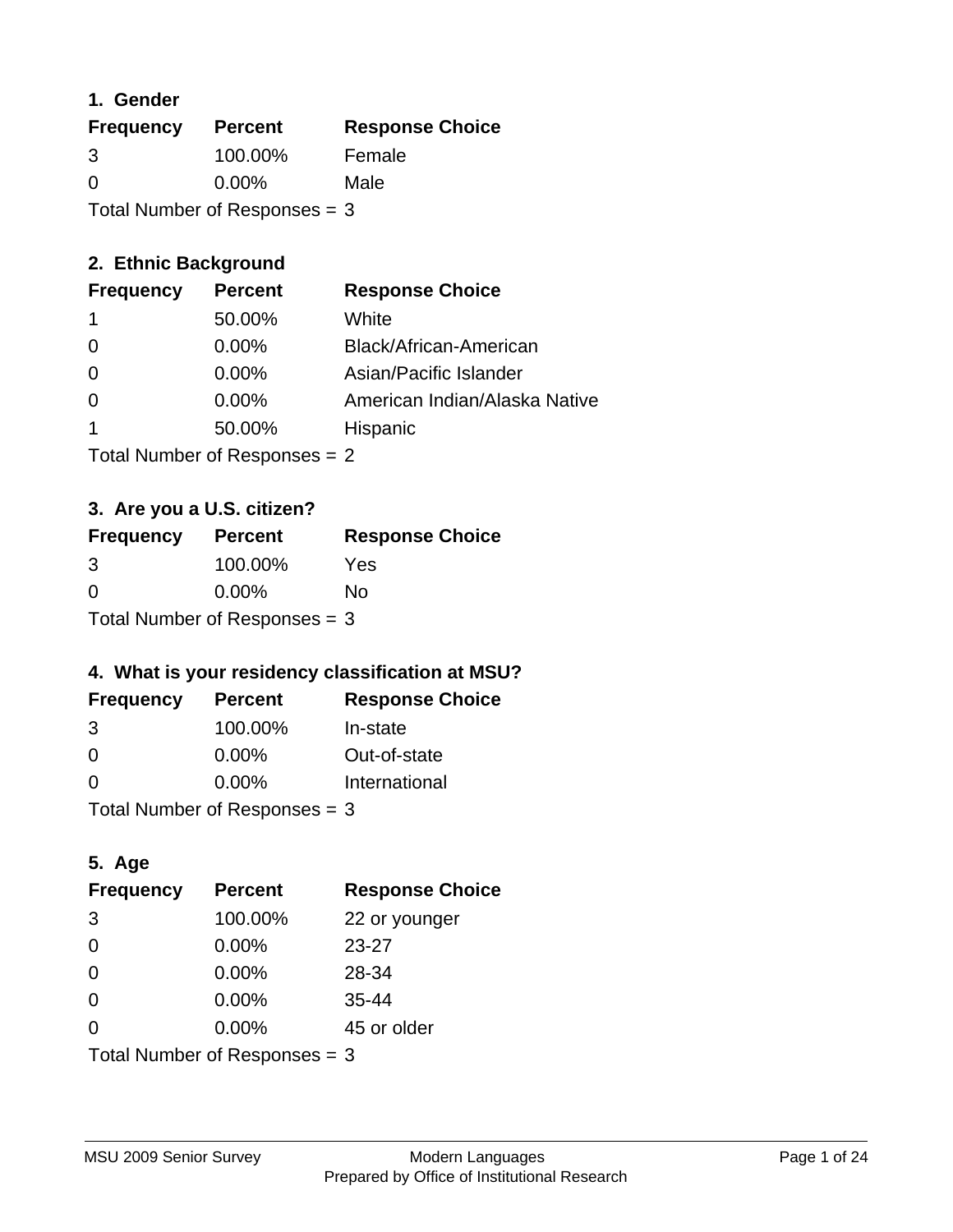### 1. Gender

| Frequency | Percent | Response Choice |
|---|---|---|
| 3 | 100.00% | Female |
| 0 | 0.00% | Male |

Total Number of Responses = 3

### 2. Ethnic Background

| Frequency | Percent | Response Choice |
|---|---|---|
| 1 | 50.00% | White |
| 0 | 0.00% | Black/African-American |
| 0 | 0.00% | Asian/Pacific Islander |
| 0 | 0.00% | American Indian/Alaska Native |
| 1 | 50.00% | Hispanic |

Total Number of Responses = 2

### 3. Are you a U.S. citizen?

| Frequency | Percent | Response Choice |
|---|---|---|
| 3 | 100.00% | Yes |
| 0 | 0.00% | No |

Total Number of Responses = 3

### 4. What is your residency classification at MSU?

| Frequency | Percent | Response Choice |
|---|---|---|
| 3 | 100.00% | In-state |
| 0 | 0.00% | Out-of-state |
| 0 | 0.00% | International |

Total Number of Responses = 3

### 5. Age

| Frequency | Percent | Response Choice |
|---|---|---|
| 3 | 100.00% | 22 or younger |
| 0 | 0.00% | 23-27 |
| 0 | 0.00% | 28-34 |
| 0 | 0.00% | 35-44 |
| 0 | 0.00% | 45 or older |

Total Number of Responses = 3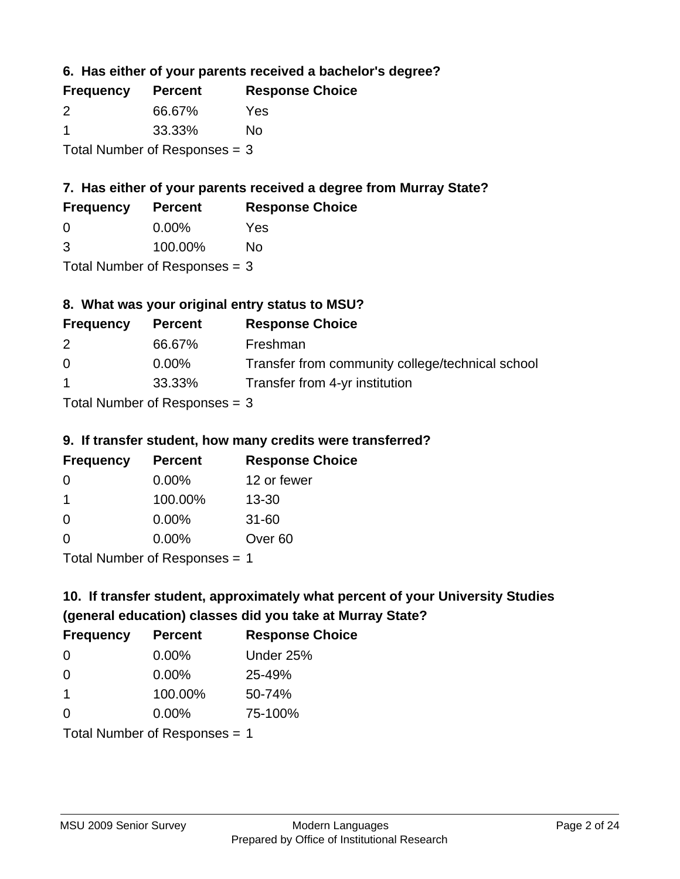### 6. Has either of your parents received a bachelor's degree?

| Frequency | Percent | Response Choice |
|---|---|---|
| 2 | 66.67% | Yes |
| 1 | 33.33% | No |

Total Number of Responses = 3

### 7. Has either of your parents received a degree from Murray State?

| Frequency | Percent | Response Choice |
|---|---|---|
| 0 | 0.00% | Yes |
| 3 | 100.00% | No |

Total Number of Responses = 3

### 8. What was your original entry status to MSU?

| Frequency | Percent | Response Choice |
|---|---|---|
| 2 | 66.67% | Freshman |
| 0 | 0.00% | Transfer from community college/technical school |
| 1 | 33.33% | Transfer from 4-yr institution |

Total Number of Responses = 3

### 9. If transfer student, how many credits were transferred?

| Frequency | Percent | Response Choice |
|---|---|---|
| 0 | 0.00% | 12 or fewer |
| 1 | 100.00% | 13-30 |
| 0 | 0.00% | 31-60 |
| 0 | 0.00% | Over 60 |

Total Number of Responses = 1

### 10. If transfer student, approximately what percent of your University Studies (general education) classes did you take at Murray State?

| Frequency | Percent | Response Choice |
|---|---|---|
| 0 | 0.00% | Under 25% |
| 0 | 0.00% | 25-49% |
| 1 | 100.00% | 50-74% |
| 0 | 0.00% | 75-100% |

Total Number of Responses = 1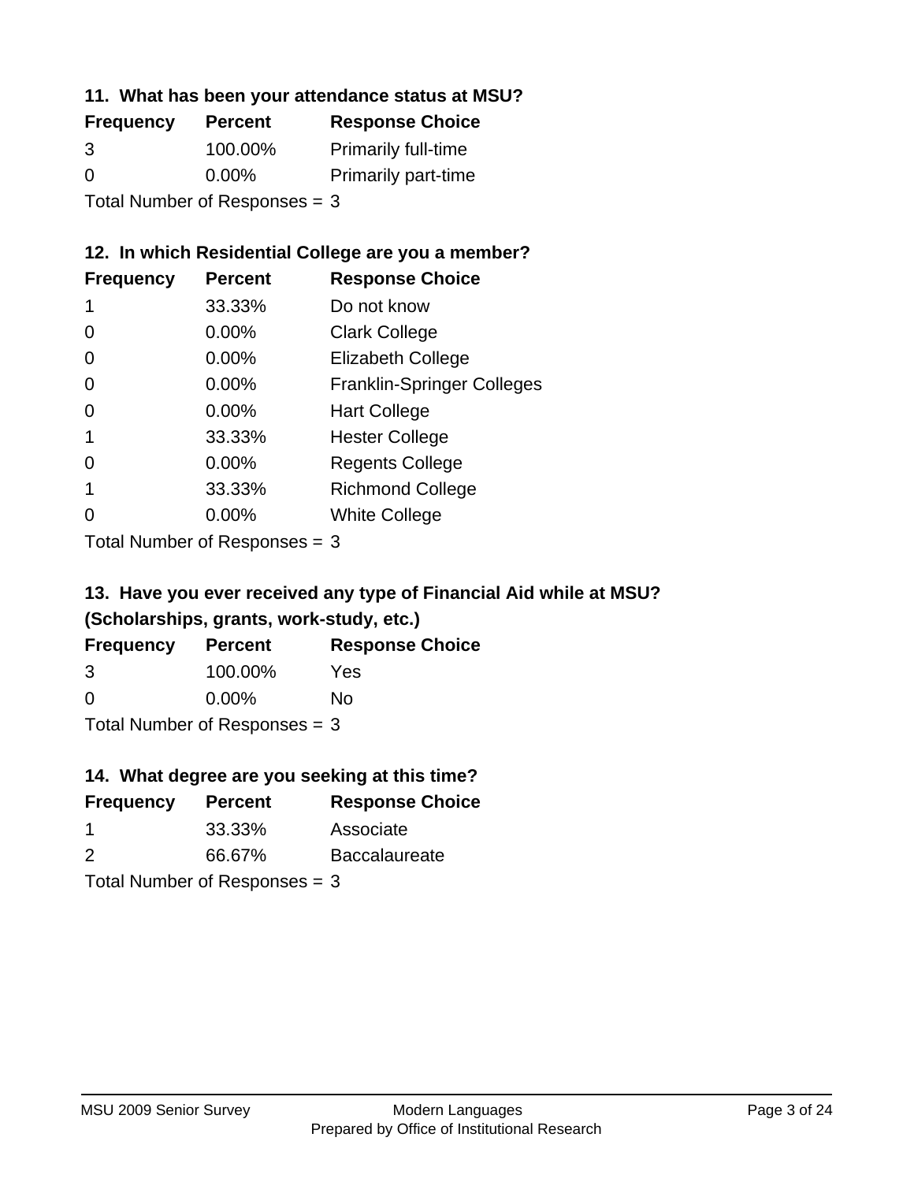### 11. What has been your attendance status at MSU?

| Frequency | Percent | Response Choice |
|---|---|---|
| 3 | 100.00% | Primarily full-time |
| 0 | 0.00% | Primarily part-time |

Total Number of Responses = 3

### 12. In which Residential College are you a member?

| Frequency | Percent | Response Choice |
|---|---|---|
| 1 | 33.33% | Do not know |
| 0 | 0.00% | Clark College |
| 0 | 0.00% | Elizabeth College |
| 0 | 0.00% | Franklin-Springer Colleges |
| 0 | 0.00% | Hart College |
| 1 | 33.33% | Hester College |
| 0 | 0.00% | Regents College |
| 1 | 33.33% | Richmond College |
| 0 | 0.00% | White College |

Total Number of Responses = 3

### 13. Have you ever received any type of Financial Aid while at MSU? (Scholarships, grants, work-study, etc.)

| Frequency | Percent | Response Choice |
|---|---|---|
| 3 | 100.00% | Yes |
| 0 | 0.00% | No |

Total Number of Responses = 3

### 14. What degree are you seeking at this time?

| Frequency | Percent | Response Choice |
|---|---|---|
| 1 | 33.33% | Associate |
| 2 | 66.67% | Baccalaureate |

Total Number of Responses = 3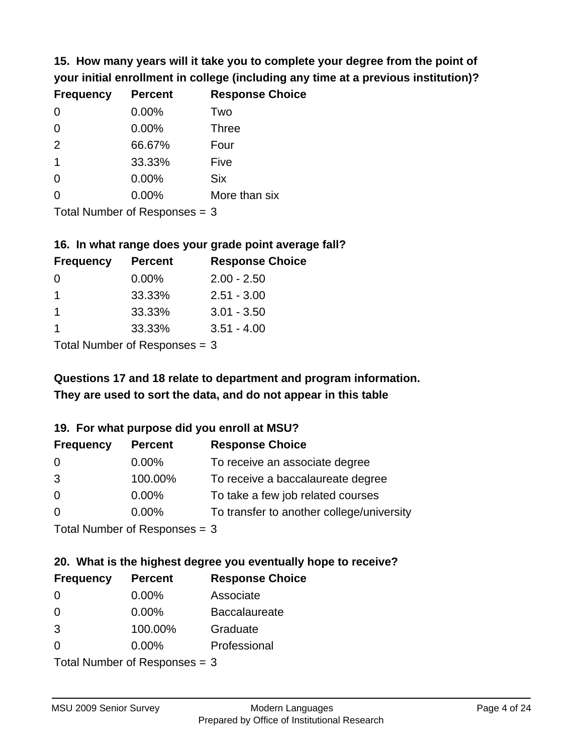**15. How many years will it take you to complete your degree from the point of your initial enrollment in college (including any time at a previous institution)?**

| Frequency | Percent | Response Choice |
|---|---|---|
| 0 | 0.00% | Two |
| 0 | 0.00% | Three |
| 2 | 66.67% | Four |
| 1 | 33.33% | Five |
| 0 | 0.00% | Six |
| 0 | 0.00% | More than six |

Total Number of Responses = 3

**16. In what range does your grade point average fall?**

| Frequency | Percent | Response Choice |
|---|---|---|
| 0 | 0.00% | 2.00 - 2.50 |
| 1 | 33.33% | 2.51 - 3.00 |
| 1 | 33.33% | 3.01 - 3.50 |
| 1 | 33.33% | 3.51 - 4.00 |

Total Number of Responses = 3

**Questions 17 and 18 relate to department and program information. They are used to sort the data, and do not appear in this table**

**19. For what purpose did you enroll at MSU?**

| Frequency | Percent | Response Choice |
|---|---|---|
| 0 | 0.00% | To receive an associate degree |
| 3 | 100.00% | To receive a baccalaureate degree |
| 0 | 0.00% | To take a few job related courses |
| 0 | 0.00% | To transfer to another college/university |

Total Number of Responses = 3

**20. What is the highest degree you eventually hope to receive?**

| Frequency | Percent | Response Choice |
|---|---|---|
| 0 | 0.00% | Associate |
| 0 | 0.00% | Baccalaureate |
| 3 | 100.00% | Graduate |
| 0 | 0.00% | Professional |

Total Number of Responses = 3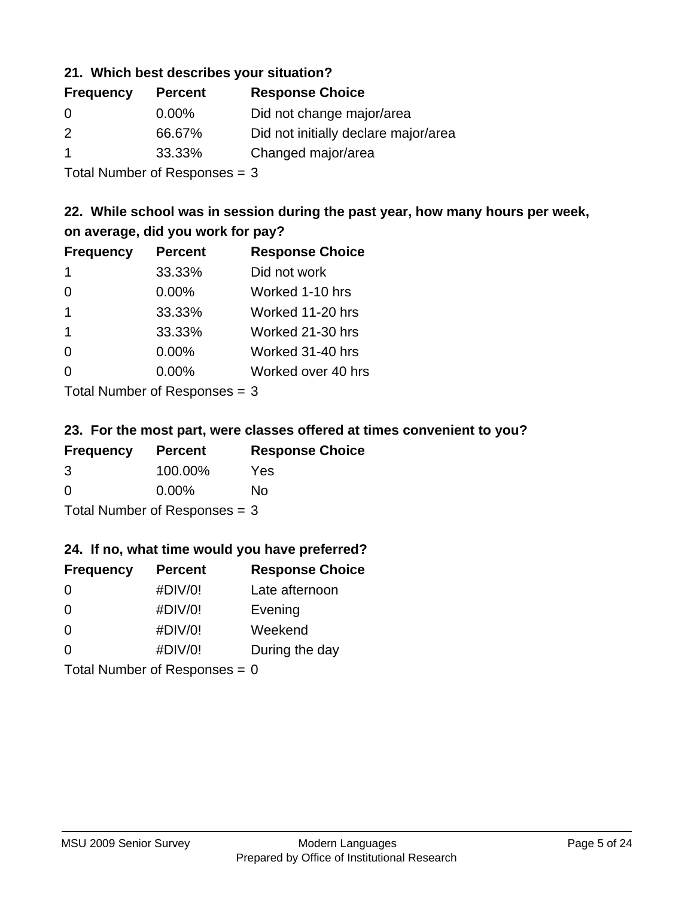### 21. Which best describes your situation?

| Frequency | Percent | Response Choice |
|---|---|---|
| 0 | 0.00% | Did not change major/area |
| 2 | 66.67% | Did not initially declare major/area |
| 1 | 33.33% | Changed major/area |

Total Number of Responses = 3

### 22. While school was in session during the past year, how many hours per week, on average, did you work for pay?

| Frequency | Percent | Response Choice |
|---|---|---|
| 1 | 33.33% | Did not work |
| 0 | 0.00% | Worked 1-10 hrs |
| 1 | 33.33% | Worked 11-20 hrs |
| 1 | 33.33% | Worked 21-30 hrs |
| 0 | 0.00% | Worked 31-40 hrs |
| 0 | 0.00% | Worked over 40 hrs |

Total Number of Responses = 3

### 23. For the most part, were classes offered at times convenient to you?

| Frequency | Percent | Response Choice |
|---|---|---|
| 3 | 100.00% | Yes |
| 0 | 0.00% | No |

Total Number of Responses = 3

### 24. If no, what time would you have preferred?

| Frequency | Percent | Response Choice |
|---|---|---|
| 0 | #DIV/0! | Late afternoon |
| 0 | #DIV/0! | Evening |
| 0 | #DIV/0! | Weekend |
| 0 | #DIV/0! | During the day |

Total Number of Responses = 0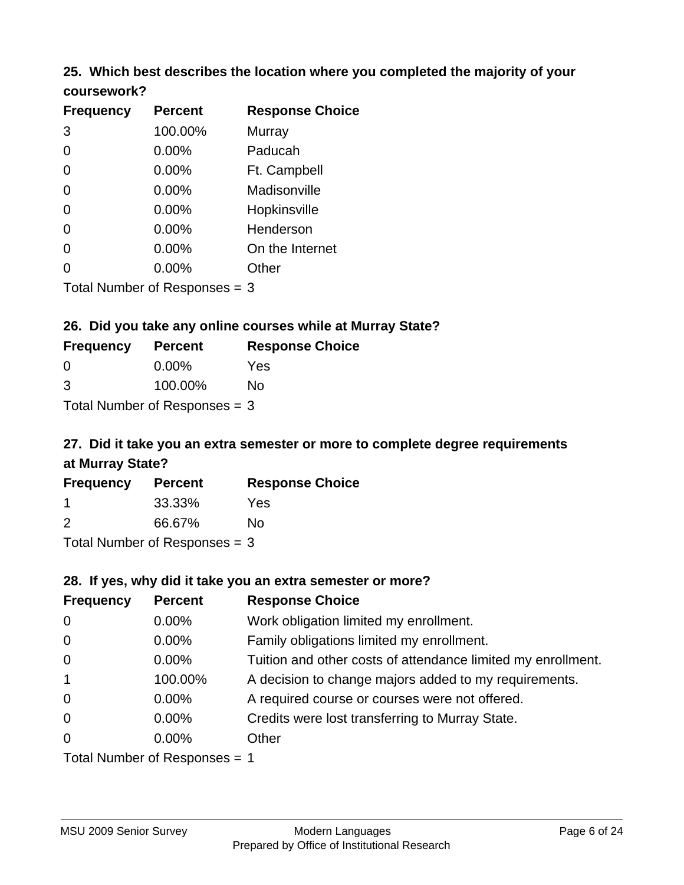## 25. Which best describes the location where you completed the majority of your coursework?

| Frequency | Percent | Response Choice |
|---|---|---|
| 3 | 100.00% | Murray |
| 0 | 0.00% | Paducah |
| 0 | 0.00% | Ft. Campbell |
| 0 | 0.00% | Madisonville |
| 0 | 0.00% | Hopkinsville |
| 0 | 0.00% | Henderson |
| 0 | 0.00% | On the Internet |
| 0 | 0.00% | Other |

Total Number of Responses = 3

## 26. Did you take any online courses while at Murray State?

| Frequency | Percent | Response Choice |
|---|---|---|
| 0 | 0.00% | Yes |
| 3 | 100.00% | No |

Total Number of Responses = 3

## 27. Did it take you an extra semester or more to complete degree requirements at Murray State?

| Frequency | Percent | Response Choice |
|---|---|---|
| 1 | 33.33% | Yes |
| 2 | 66.67% | No |

Total Number of Responses = 3

## 28. If yes, why did it take you an extra semester or more?

| Frequency | Percent | Response Choice |
|---|---|---|
| 0 | 0.00% | Work obligation limited my enrollment. |
| 0 | 0.00% | Family obligations limited my enrollment. |
| 0 | 0.00% | Tuition and other costs of attendance limited my enrollment. |
| 1 | 100.00% | A decision to change majors added to my requirements. |
| 0 | 0.00% | A required course or courses were not offered. |
| 0 | 0.00% | Credits were lost transferring to Murray State. |
| 0 | 0.00% | Other |

Total Number of Responses = 1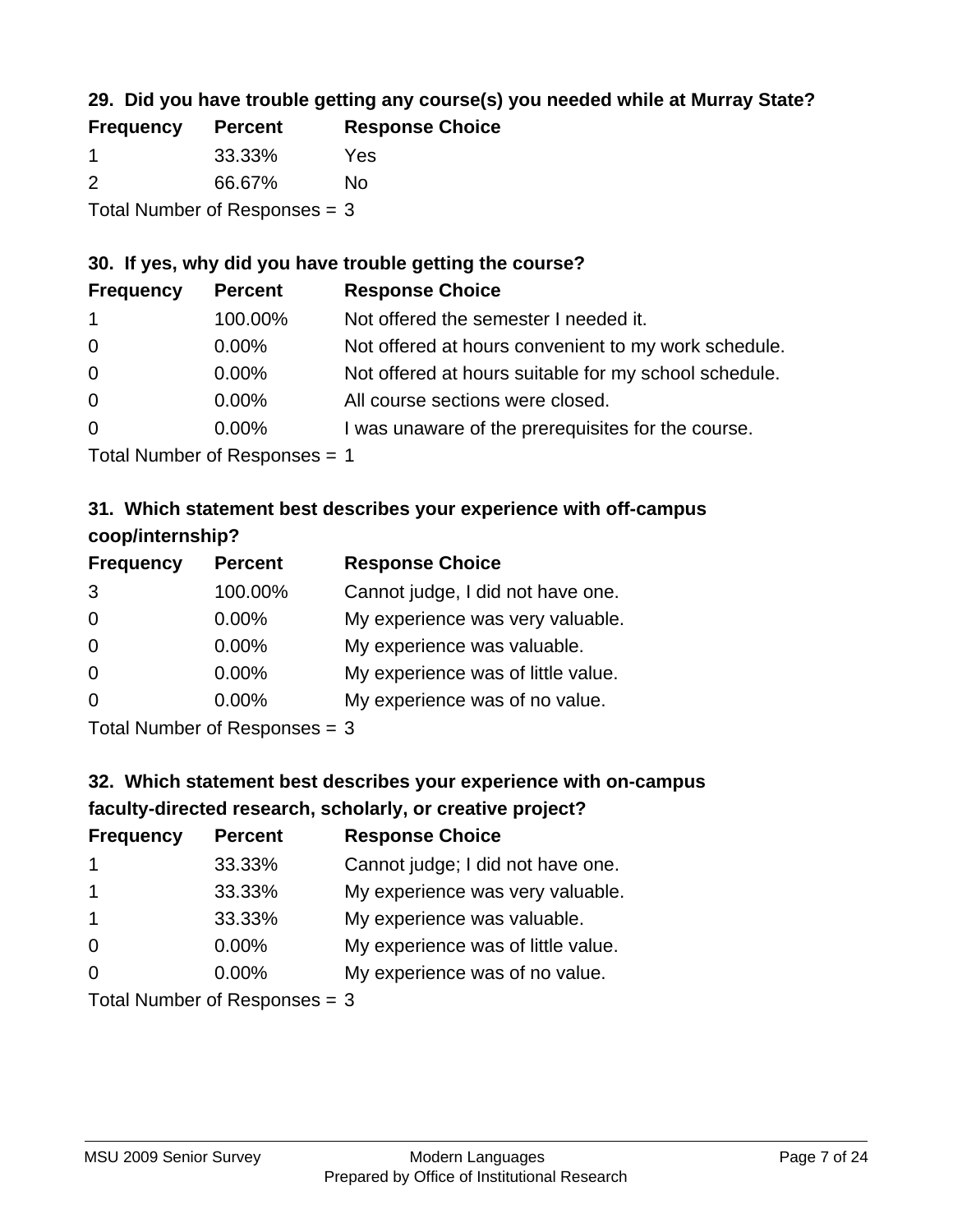### 29. Did you have trouble getting any course(s) you needed while at Murray State?

| Frequency | Percent | Response Choice |
|---|---|---|
| 1 | 33.33% | Yes |
| 2 | 66.67% | No |

Total Number of Responses = 3

### 30. If yes, why did you have trouble getting the course?

| Frequency | Percent | Response Choice |
|---|---|---|
| 1 | 100.00% | Not offered the semester I needed it. |
| 0 | 0.00% | Not offered at hours convenient to my work schedule. |
| 0 | 0.00% | Not offered at hours suitable for my school schedule. |
| 0 | 0.00% | All course sections were closed. |
| 0 | 0.00% | I was unaware of the prerequisites for the course. |

Total Number of Responses = 1

### 31. Which statement best describes your experience with off-campus coop/internship?

| Frequency | Percent | Response Choice |
|---|---|---|
| 3 | 100.00% | Cannot judge, I did not have one. |
| 0 | 0.00% | My experience was very valuable. |
| 0 | 0.00% | My experience was valuable. |
| 0 | 0.00% | My experience was of little value. |
| 0 | 0.00% | My experience was of no value. |

Total Number of Responses = 3

### 32. Which statement best describes your experience with on-campus faculty-directed research, scholarly, or creative project?

| Frequency | Percent | Response Choice |
|---|---|---|
| 1 | 33.33% | Cannot judge; I did not have one. |
| 1 | 33.33% | My experience was very valuable. |
| 1 | 33.33% | My experience was valuable. |
| 0 | 0.00% | My experience was of little value. |
| 0 | 0.00% | My experience was of no value. |

Total Number of Responses = 3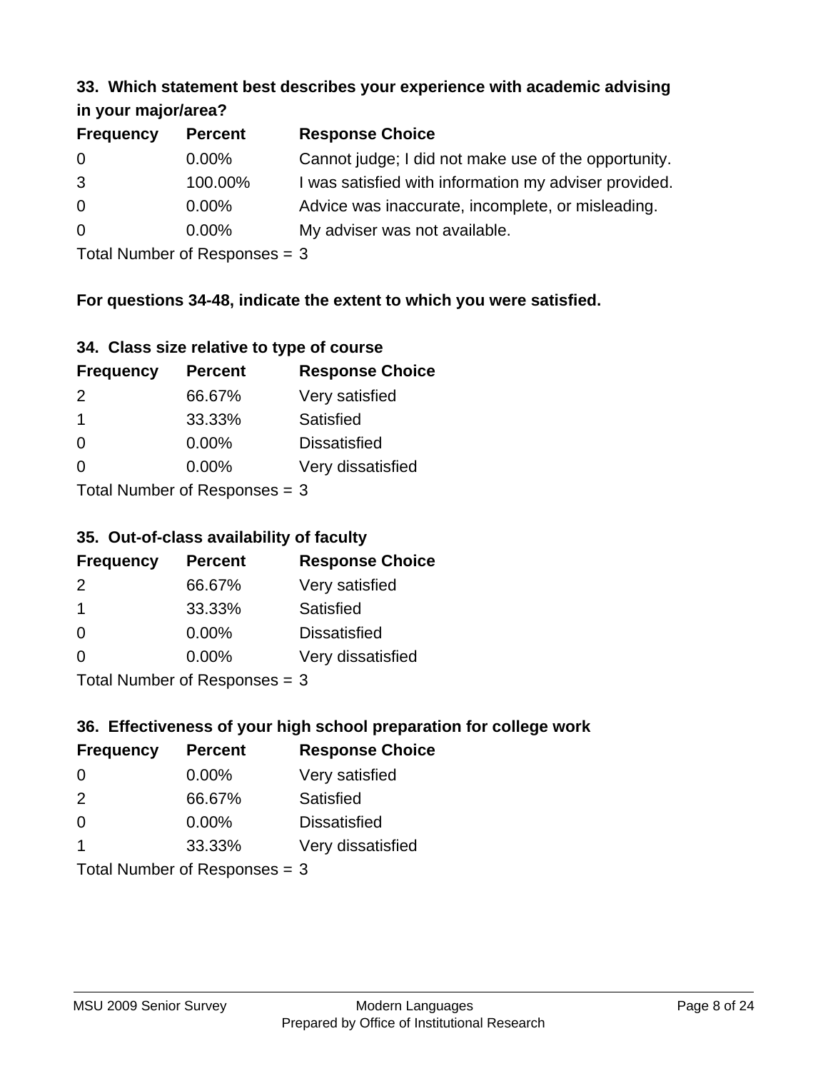### 33. Which statement best describes your experience with academic advising in your major/area?

| Frequency | Percent | Response Choice |
|---|---|---|
| 0 | 0.00% | Cannot judge; I did not make use of the opportunity. |
| 3 | 100.00% | I was satisfied with information my adviser provided. |
| 0 | 0.00% | Advice was inaccurate, incomplete, or misleading. |
| 0 | 0.00% | My adviser was not available. |

Total Number of Responses = 3

### For questions 34-48, indicate the extent to which you were satisfied.

### 34. Class size relative to type of course

| Frequency | Percent | Response Choice |
|---|---|---|
| 2 | 66.67% | Very satisfied |
| 1 | 33.33% | Satisfied |
| 0 | 0.00% | Dissatisfied |
| 0 | 0.00% | Very dissatisfied |

Total Number of Responses = 3

### 35. Out-of-class availability of faculty

| Frequency | Percent | Response Choice |
|---|---|---|
| 2 | 66.67% | Very satisfied |
| 1 | 33.33% | Satisfied |
| 0 | 0.00% | Dissatisfied |
| 0 | 0.00% | Very dissatisfied |

Total Number of Responses = 3

### 36. Effectiveness of your high school preparation for college work

| Frequency | Percent | Response Choice |
|---|---|---|
| 0 | 0.00% | Very satisfied |
| 2 | 66.67% | Satisfied |
| 0 | 0.00% | Dissatisfied |
| 1 | 33.33% | Very dissatisfied |

Total Number of Responses = 3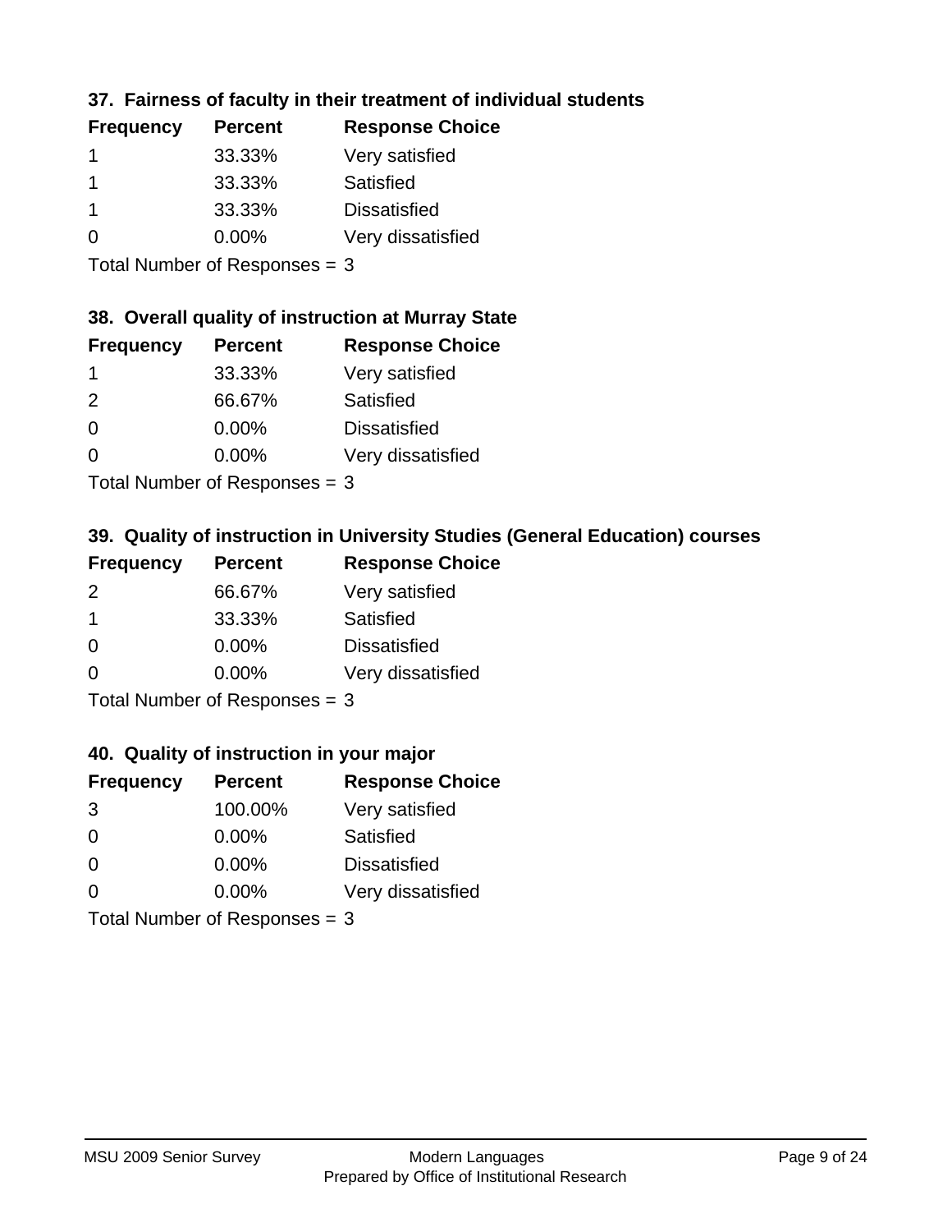### 37. Fairness of faculty in their treatment of individual students

| Frequency | Percent | Response Choice |
| --- | --- | --- |
| 1 | 33.33% | Very satisfied |
| 1 | 33.33% | Satisfied |
| 1 | 33.33% | Dissatisfied |
| 0 | 0.00% | Very dissatisfied |

Total Number of Responses = 3

### 38. Overall quality of instruction at Murray State

| Frequency | Percent | Response Choice |
| --- | --- | --- |
| 1 | 33.33% | Very satisfied |
| 2 | 66.67% | Satisfied |
| 0 | 0.00% | Dissatisfied |
| 0 | 0.00% | Very dissatisfied |

Total Number of Responses = 3

### 39. Quality of instruction in University Studies (General Education) courses

| Frequency | Percent | Response Choice |
| --- | --- | --- |
| 2 | 66.67% | Very satisfied |
| 1 | 33.33% | Satisfied |
| 0 | 0.00% | Dissatisfied |
| 0 | 0.00% | Very dissatisfied |

Total Number of Responses = 3

### 40. Quality of instruction in your major

| Frequency | Percent | Response Choice |
| --- | --- | --- |
| 3 | 100.00% | Very satisfied |
| 0 | 0.00% | Satisfied |
| 0 | 0.00% | Dissatisfied |
| 0 | 0.00% | Very dissatisfied |

Total Number of Responses = 3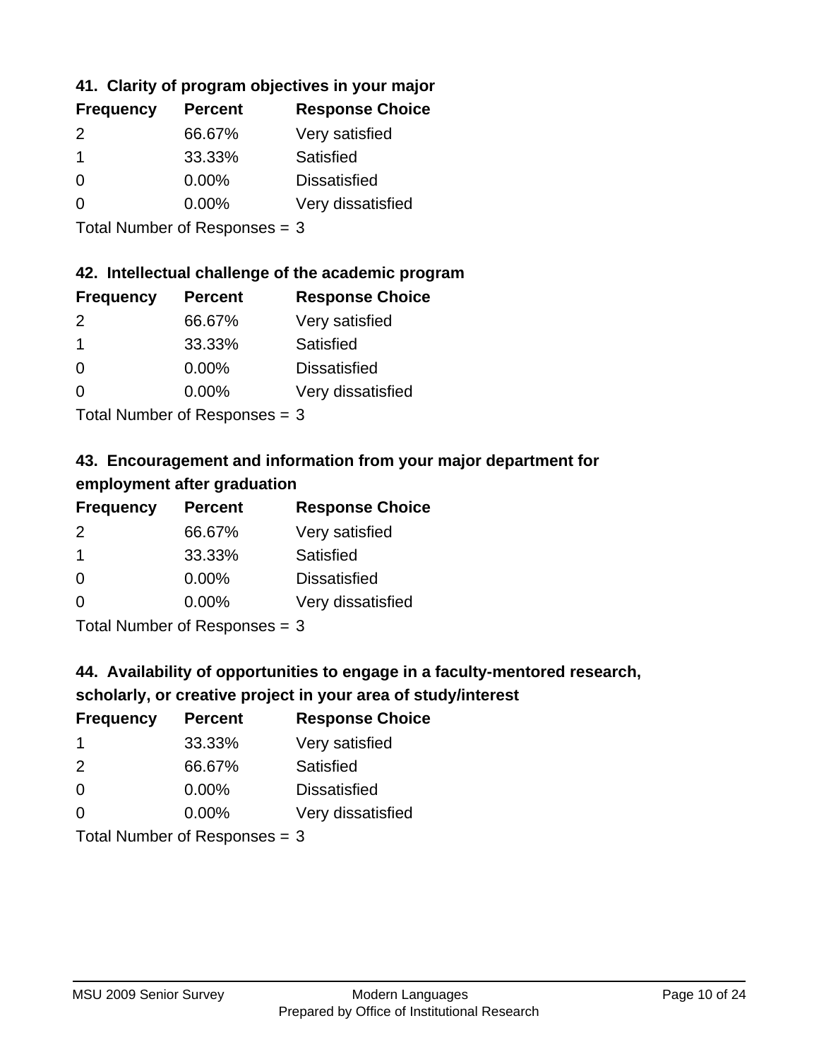### 41. Clarity of program objectives in your major

| Frequency | Percent | Response Choice |
|---|---|---|
| 2 | 66.67% | Very satisfied |
| 1 | 33.33% | Satisfied |
| 0 | 0.00% | Dissatisfied |
| 0 | 0.00% | Very dissatisfied |

Total Number of Responses = 3

### 42. Intellectual challenge of the academic program

| Frequency | Percent | Response Choice |
|---|---|---|
| 2 | 66.67% | Very satisfied |
| 1 | 33.33% | Satisfied |
| 0 | 0.00% | Dissatisfied |
| 0 | 0.00% | Very dissatisfied |

Total Number of Responses = 3

### 43. Encouragement and information from your major department for employment after graduation

| Frequency | Percent | Response Choice |
|---|---|---|
| 2 | 66.67% | Very satisfied |
| 1 | 33.33% | Satisfied |
| 0 | 0.00% | Dissatisfied |
| 0 | 0.00% | Very dissatisfied |

Total Number of Responses = 3

### 44. Availability of opportunities to engage in a faculty-mentored research, scholarly, or creative project in your area of study/interest

| Frequency | Percent | Response Choice |
|---|---|---|
| 1 | 33.33% | Very satisfied |
| 2 | 66.67% | Satisfied |
| 0 | 0.00% | Dissatisfied |
| 0 | 0.00% | Very dissatisfied |

Total Number of Responses = 3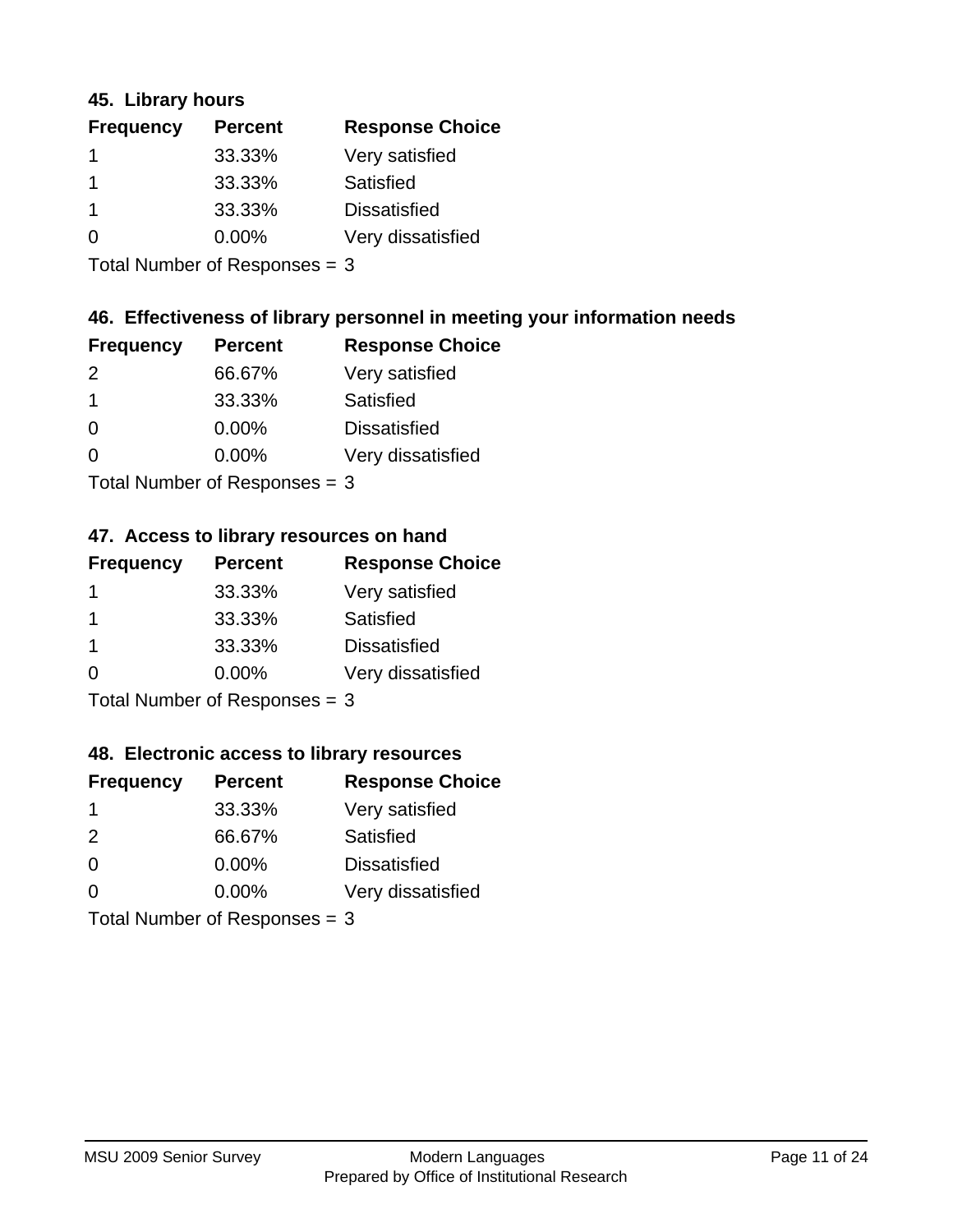### 45. Library hours

| Frequency | Percent | Response Choice |
| --- | --- | --- |
| 1 | 33.33% | Very satisfied |
| 1 | 33.33% | Satisfied |
| 1 | 33.33% | Dissatisfied |
| 0 | 0.00% | Very dissatisfied |

Total Number of Responses = 3

### 46. Effectiveness of library personnel in meeting your information needs

| Frequency | Percent | Response Choice |
| --- | --- | --- |
| 2 | 66.67% | Very satisfied |
| 1 | 33.33% | Satisfied |
| 0 | 0.00% | Dissatisfied |
| 0 | 0.00% | Very dissatisfied |

Total Number of Responses = 3

### 47. Access to library resources on hand

| Frequency | Percent | Response Choice |
| --- | --- | --- |
| 1 | 33.33% | Very satisfied |
| 1 | 33.33% | Satisfied |
| 1 | 33.33% | Dissatisfied |
| 0 | 0.00% | Very dissatisfied |

Total Number of Responses = 3

### 48. Electronic access to library resources

| Frequency | Percent | Response Choice |
| --- | --- | --- |
| 1 | 33.33% | Very satisfied |
| 2 | 66.67% | Satisfied |
| 0 | 0.00% | Dissatisfied |
| 0 | 0.00% | Very dissatisfied |

Total Number of Responses = 3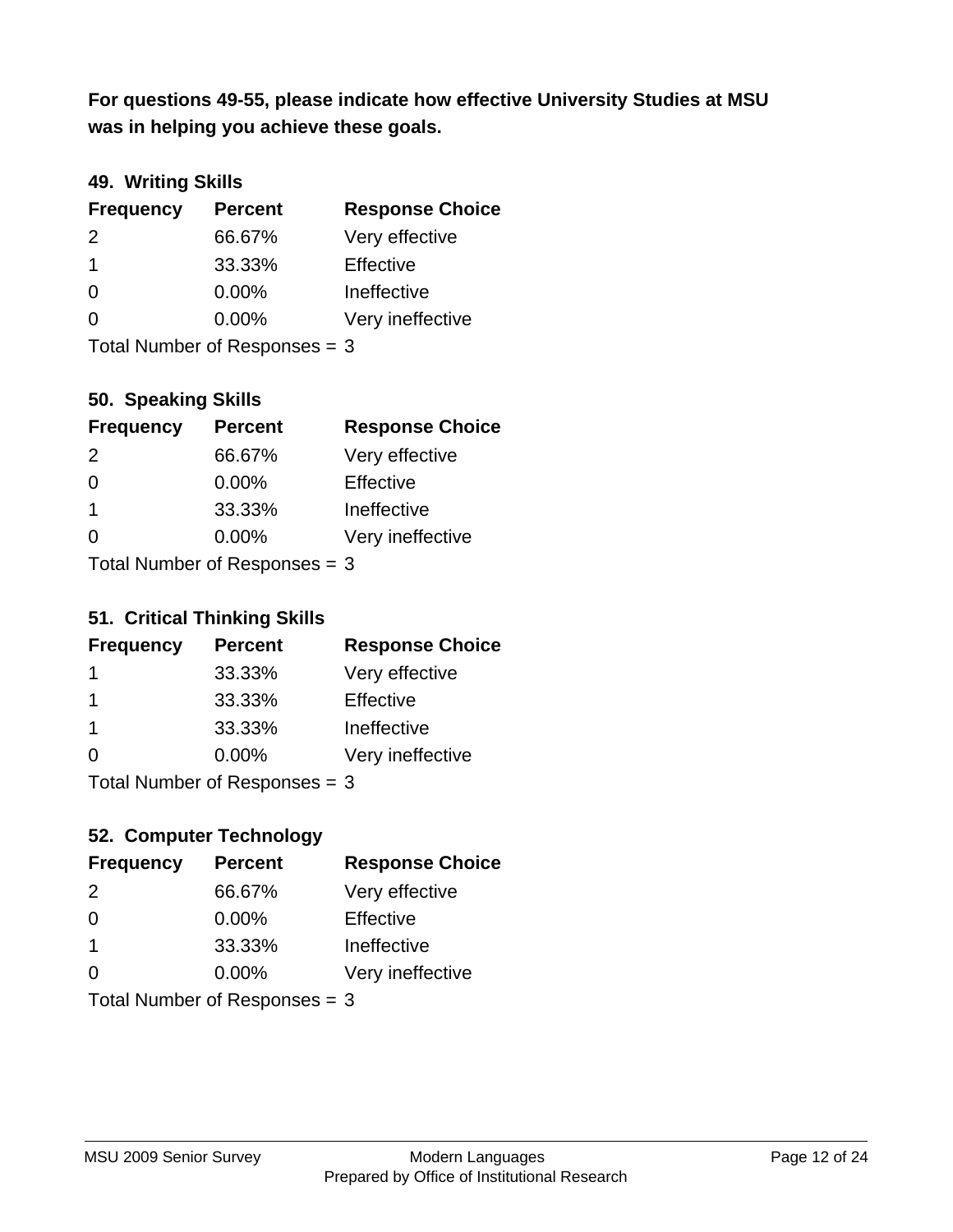**For questions 49-55, please indicate how effective University Studies at MSU was in helping you achieve these goals.**

### 49. Writing Skills

| Frequency | Percent | Response Choice |
|---|---|---|
| 2 | 66.67% | Very effective |
| 1 | 33.33% | Effective |
| 0 | 0.00% | Ineffective |
| 0 | 0.00% | Very ineffective |

Total Number of Responses = 3

### 50. Speaking Skills

| Frequency | Percent | Response Choice |
|---|---|---|
| 2 | 66.67% | Very effective |
| 0 | 0.00% | Effective |
| 1 | 33.33% | Ineffective |
| 0 | 0.00% | Very ineffective |

Total Number of Responses = 3

### 51. Critical Thinking Skills

| Frequency | Percent | Response Choice |
|---|---|---|
| 1 | 33.33% | Very effective |
| 1 | 33.33% | Effective |
| 1 | 33.33% | Ineffective |
| 0 | 0.00% | Very ineffective |

Total Number of Responses = 3

### 52. Computer Technology

| Frequency | Percent | Response Choice |
|---|---|---|
| 2 | 66.67% | Very effective |
| 0 | 0.00% | Effective |
| 1 | 33.33% | Ineffective |
| 0 | 0.00% | Very ineffective |

Total Number of Responses = 3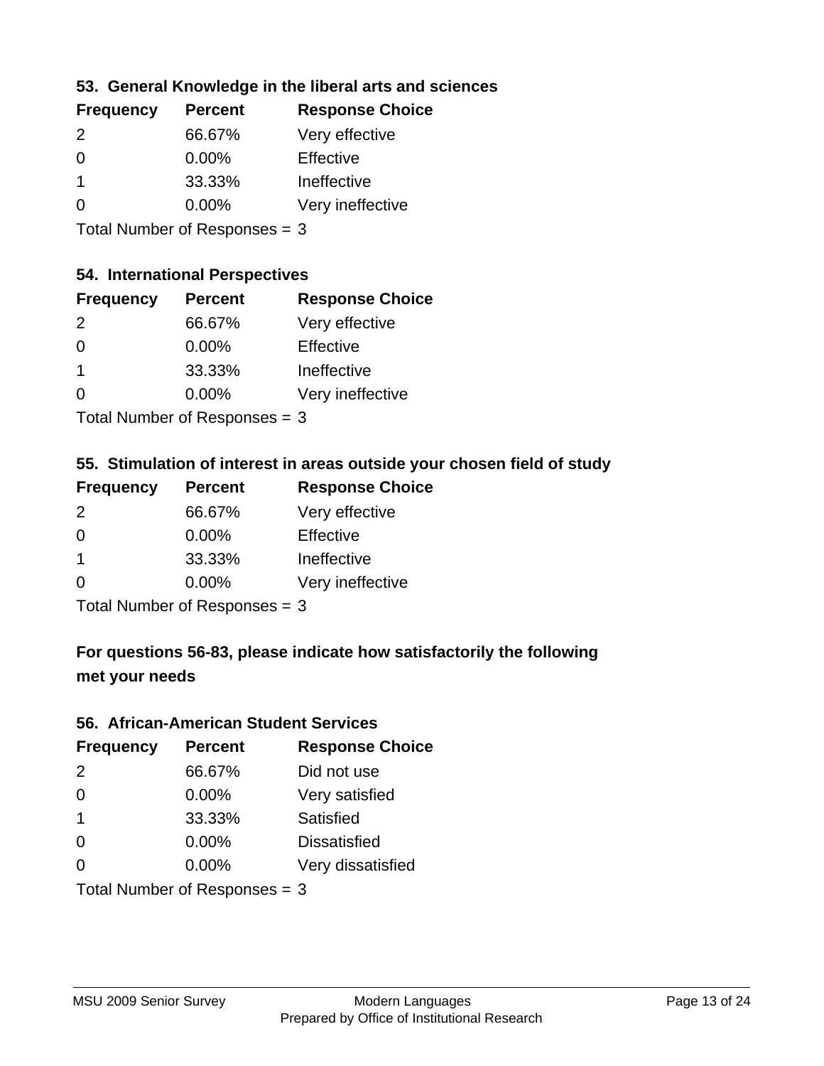### 53. General Knowledge in the liberal arts and sciences

| Frequency | Percent | Response Choice |
|---|---|---|
| 2 | 66.67% | Very effective |
| 0 | 0.00% | Effective |
| 1 | 33.33% | Ineffective |
| 0 | 0.00% | Very ineffective |

Total Number of Responses = 3

### 54. International Perspectives

| Frequency | Percent | Response Choice |
|---|---|---|
| 2 | 66.67% | Very effective |
| 0 | 0.00% | Effective |
| 1 | 33.33% | Ineffective |
| 0 | 0.00% | Very ineffective |

Total Number of Responses = 3

### 55. Stimulation of interest in areas outside your chosen field of study

| Frequency | Percent | Response Choice |
|---|---|---|
| 2 | 66.67% | Very effective |
| 0 | 0.00% | Effective |
| 1 | 33.33% | Ineffective |
| 0 | 0.00% | Very ineffective |

Total Number of Responses = 3

### For questions 56-83, please indicate how satisfactorily the following met your needs

### 56. African-American Student Services

| Frequency | Percent | Response Choice |
|---|---|---|
| 2 | 66.67% | Did not use |
| 0 | 0.00% | Very satisfied |
| 1 | 33.33% | Satisfied |
| 0 | 0.00% | Dissatisfied |
| 0 | 0.00% | Very dissatisfied |

Total Number of Responses = 3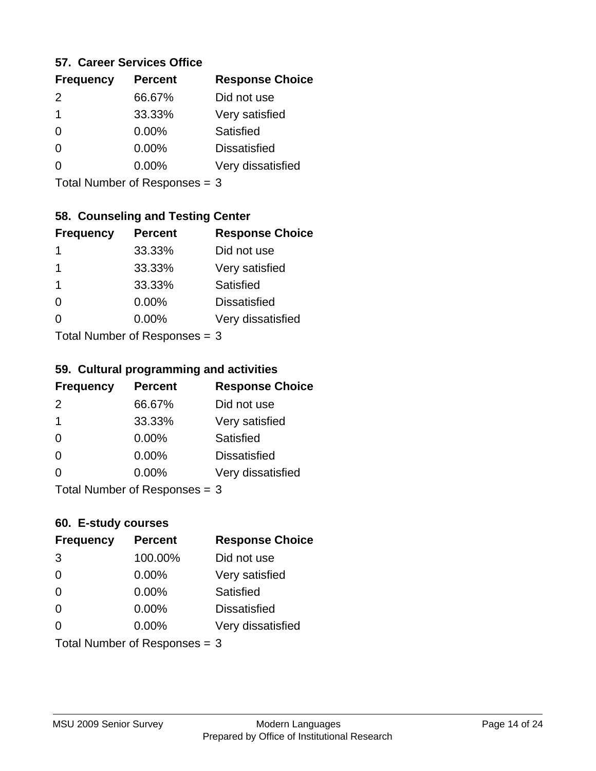### 57. Career Services Office

| Frequency | Percent | Response Choice |
|---|---|---|
| 2 | 66.67% | Did not use |
| 1 | 33.33% | Very satisfied |
| 0 | 0.00% | Satisfied |
| 0 | 0.00% | Dissatisfied |
| 0 | 0.00% | Very dissatisfied |

Total Number of Responses = 3

### 58. Counseling and Testing Center

| Frequency | Percent | Response Choice |
|---|---|---|
| 1 | 33.33% | Did not use |
| 1 | 33.33% | Very satisfied |
| 1 | 33.33% | Satisfied |
| 0 | 0.00% | Dissatisfied |
| 0 | 0.00% | Very dissatisfied |

Total Number of Responses = 3

### 59. Cultural programming and activities

| Frequency | Percent | Response Choice |
|---|---|---|
| 2 | 66.67% | Did not use |
| 1 | 33.33% | Very satisfied |
| 0 | 0.00% | Satisfied |
| 0 | 0.00% | Dissatisfied |
| 0 | 0.00% | Very dissatisfied |

Total Number of Responses = 3

### 60. E-study courses

| Frequency | Percent | Response Choice |
|---|---|---|
| 3 | 100.00% | Did not use |
| 0 | 0.00% | Very satisfied |
| 0 | 0.00% | Satisfied |
| 0 | 0.00% | Dissatisfied |
| 0 | 0.00% | Very dissatisfied |

Total Number of Responses = 3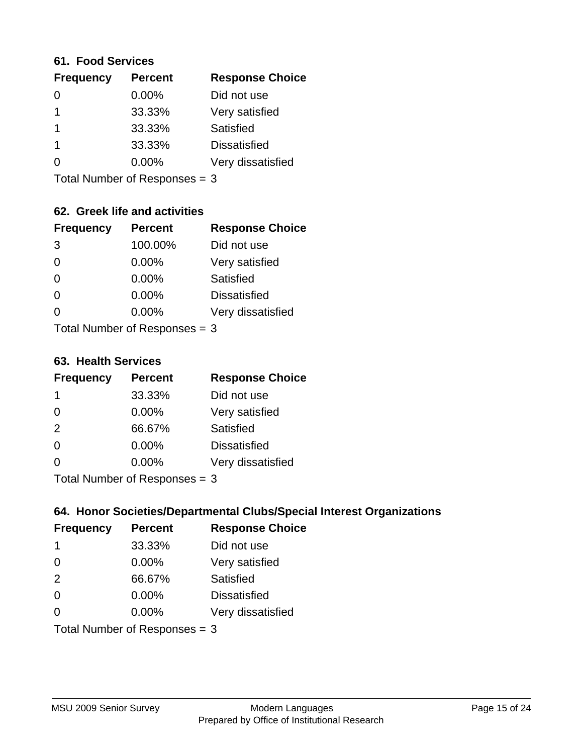### 61. Food Services

| Frequency | Percent | Response Choice |
|---|---|---|
| 0 | 0.00% | Did not use |
| 1 | 33.33% | Very satisfied |
| 1 | 33.33% | Satisfied |
| 1 | 33.33% | Dissatisfied |
| 0 | 0.00% | Very dissatisfied |

Total Number of Responses = 3

### 62. Greek life and activities

| Frequency | Percent | Response Choice |
|---|---|---|
| 3 | 100.00% | Did not use |
| 0 | 0.00% | Very satisfied |
| 0 | 0.00% | Satisfied |
| 0 | 0.00% | Dissatisfied |
| 0 | 0.00% | Very dissatisfied |

Total Number of Responses = 3

### 63. Health Services

| Frequency | Percent | Response Choice |
|---|---|---|
| 1 | 33.33% | Did not use |
| 0 | 0.00% | Very satisfied |
| 2 | 66.67% | Satisfied |
| 0 | 0.00% | Dissatisfied |
| 0 | 0.00% | Very dissatisfied |

Total Number of Responses = 3

### 64. Honor Societies/Departmental Clubs/Special Interest Organizations

| Frequency | Percent | Response Choice |
|---|---|---|
| 1 | 33.33% | Did not use |
| 0 | 0.00% | Very satisfied |
| 2 | 66.67% | Satisfied |
| 0 | 0.00% | Dissatisfied |
| 0 | 0.00% | Very dissatisfied |

Total Number of Responses = 3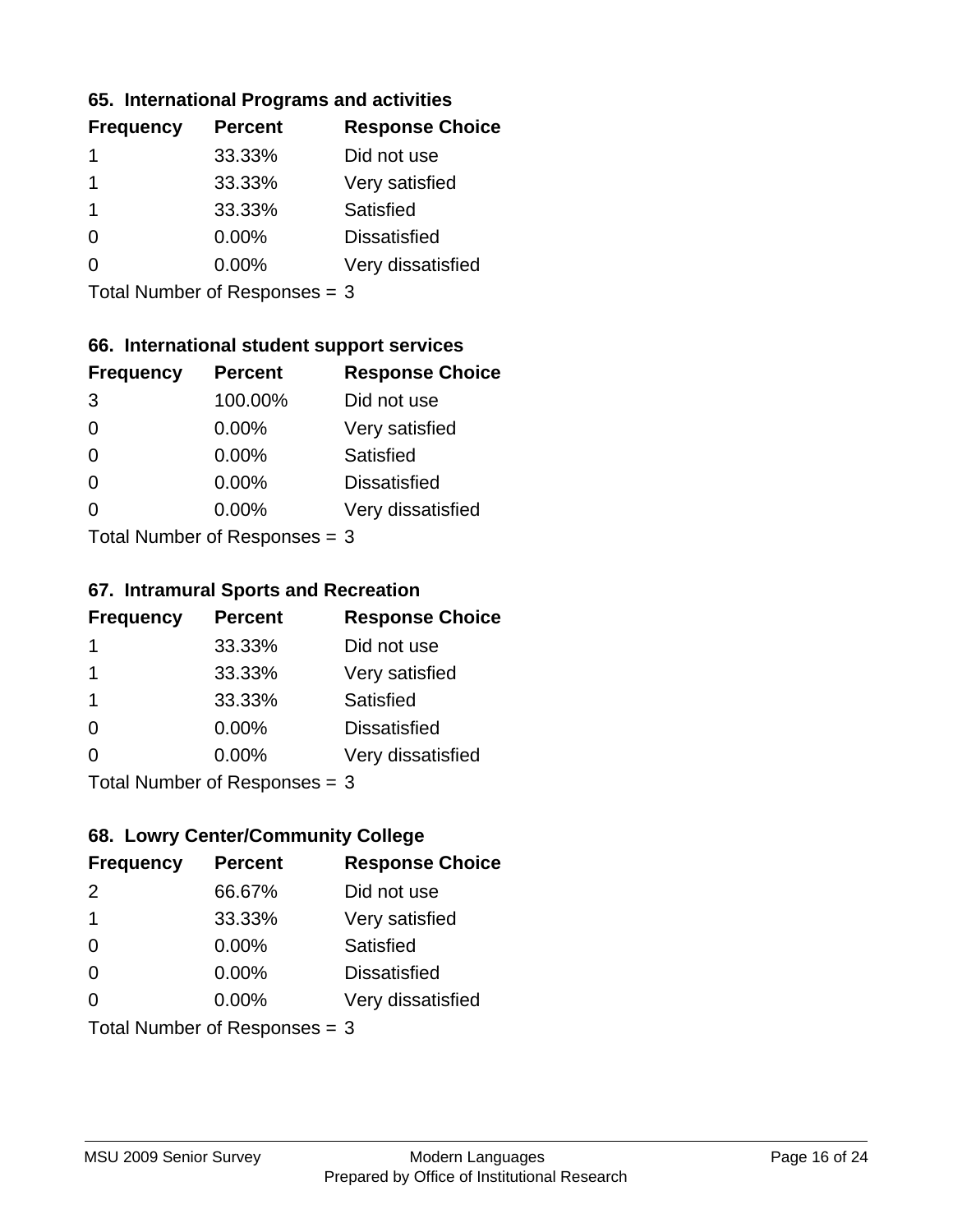### 65. International Programs and activities

| Frequency | Percent | Response Choice |
|---|---|---|
| 1 | 33.33% | Did not use |
| 1 | 33.33% | Very satisfied |
| 1 | 33.33% | Satisfied |
| 0 | 0.00% | Dissatisfied |
| 0 | 0.00% | Very dissatisfied |

Total Number of Responses = 3

### 66. International student support services

| Frequency | Percent | Response Choice |
|---|---|---|
| 3 | 100.00% | Did not use |
| 0 | 0.00% | Very satisfied |
| 0 | 0.00% | Satisfied |
| 0 | 0.00% | Dissatisfied |
| 0 | 0.00% | Very dissatisfied |

Total Number of Responses = 3

### 67. Intramural Sports and Recreation

| Frequency | Percent | Response Choice |
|---|---|---|
| 1 | 33.33% | Did not use |
| 1 | 33.33% | Very satisfied |
| 1 | 33.33% | Satisfied |
| 0 | 0.00% | Dissatisfied |
| 0 | 0.00% | Very dissatisfied |

Total Number of Responses = 3

### 68. Lowry Center/Community College

| Frequency | Percent | Response Choice |
|---|---|---|
| 2 | 66.67% | Did not use |
| 1 | 33.33% | Very satisfied |
| 0 | 0.00% | Satisfied |
| 0 | 0.00% | Dissatisfied |
| 0 | 0.00% | Very dissatisfied |

Total Number of Responses = 3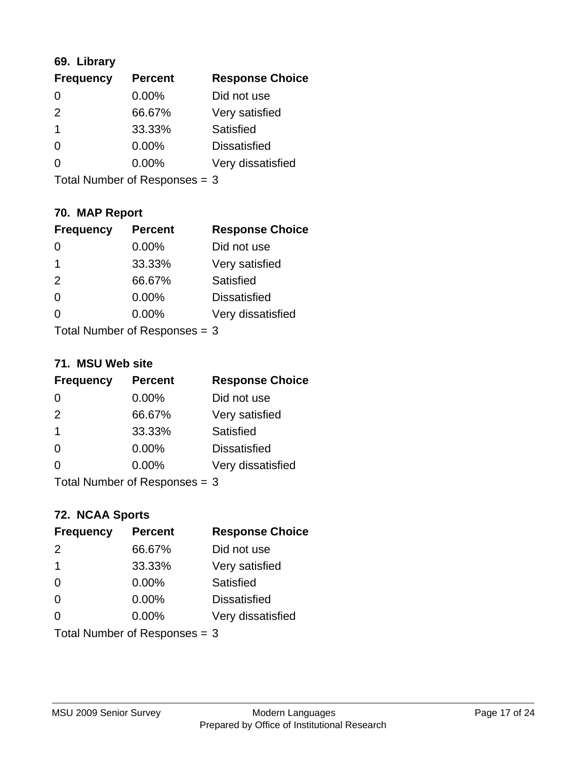### 69. Library

| Frequency | Percent | Response Choice |
|---|---|---|
| 0 | 0.00% | Did not use |
| 2 | 66.67% | Very satisfied |
| 1 | 33.33% | Satisfied |
| 0 | 0.00% | Dissatisfied |
| 0 | 0.00% | Very dissatisfied |

Total Number of Responses = 3

### 70. MAP Report

| Frequency | Percent | Response Choice |
|---|---|---|
| 0 | 0.00% | Did not use |
| 1 | 33.33% | Very satisfied |
| 2 | 66.67% | Satisfied |
| 0 | 0.00% | Dissatisfied |
| 0 | 0.00% | Very dissatisfied |

Total Number of Responses = 3

### 71. MSU Web site

| Frequency | Percent | Response Choice |
|---|---|---|
| 0 | 0.00% | Did not use |
| 2 | 66.67% | Very satisfied |
| 1 | 33.33% | Satisfied |
| 0 | 0.00% | Dissatisfied |
| 0 | 0.00% | Very dissatisfied |

Total Number of Responses = 3

### 72. NCAA Sports

| Frequency | Percent | Response Choice |
|---|---|---|
| 2 | 66.67% | Did not use |
| 1 | 33.33% | Very satisfied |
| 0 | 0.00% | Satisfied |
| 0 | 0.00% | Dissatisfied |
| 0 | 0.00% | Very dissatisfied |

Total Number of Responses = 3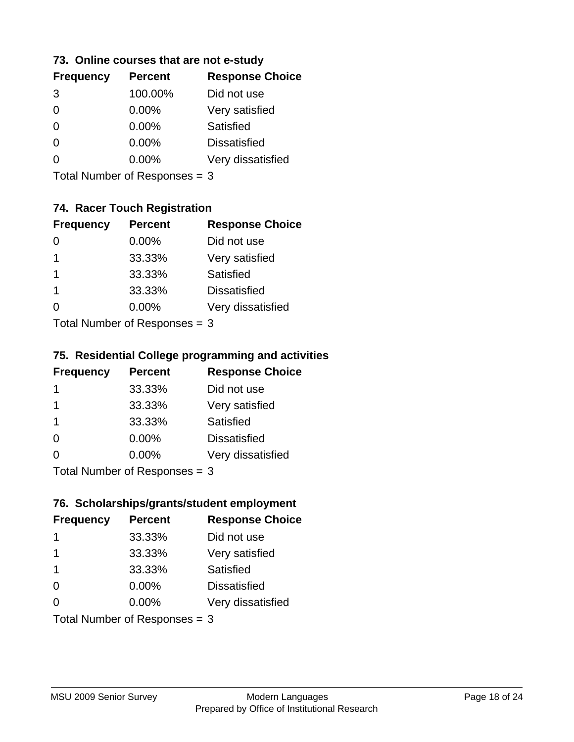### 73. Online courses that are not e-study

| Frequency | Percent | Response Choice |
|---|---|---|
| 3 | 100.00% | Did not use |
| 0 | 0.00% | Very satisfied |
| 0 | 0.00% | Satisfied |
| 0 | 0.00% | Dissatisfied |
| 0 | 0.00% | Very dissatisfied |

Total Number of Responses = 3

### 74. Racer Touch Registration

| Frequency | Percent | Response Choice |
|---|---|---|
| 0 | 0.00% | Did not use |
| 1 | 33.33% | Very satisfied |
| 1 | 33.33% | Satisfied |
| 1 | 33.33% | Dissatisfied |
| 0 | 0.00% | Very dissatisfied |

Total Number of Responses = 3

### 75. Residential College programming and activities

| Frequency | Percent | Response Choice |
|---|---|---|
| 1 | 33.33% | Did not use |
| 1 | 33.33% | Very satisfied |
| 1 | 33.33% | Satisfied |
| 0 | 0.00% | Dissatisfied |
| 0 | 0.00% | Very dissatisfied |

Total Number of Responses = 3

### 76. Scholarships/grants/student employment

| Frequency | Percent | Response Choice |
|---|---|---|
| 1 | 33.33% | Did not use |
| 1 | 33.33% | Very satisfied |
| 1 | 33.33% | Satisfied |
| 0 | 0.00% | Dissatisfied |
| 0 | 0.00% | Very dissatisfied |

Total Number of Responses = 3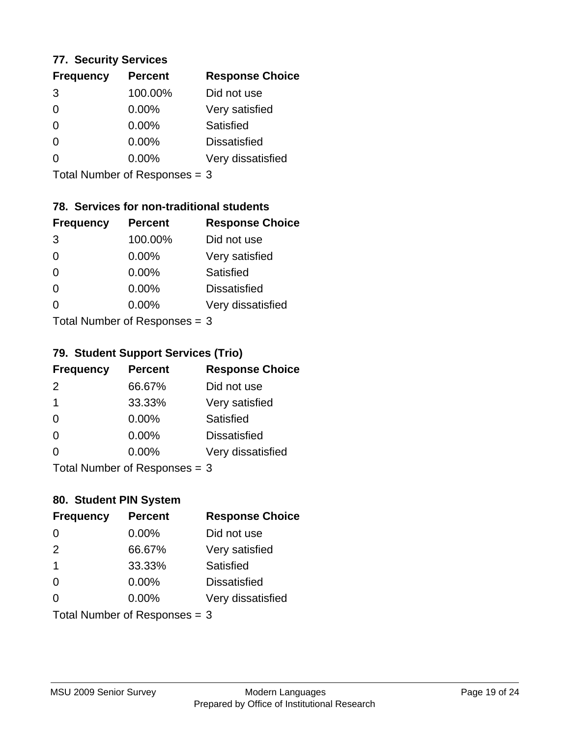### 77. Security Services

| Frequency | Percent | Response Choice |
|---|---|---|
| 3 | 100.00% | Did not use |
| 0 | 0.00% | Very satisfied |
| 0 | 0.00% | Satisfied |
| 0 | 0.00% | Dissatisfied |
| 0 | 0.00% | Very dissatisfied |

Total Number of Responses = 3

### 78. Services for non-traditional students

| Frequency | Percent | Response Choice |
|---|---|---|
| 3 | 100.00% | Did not use |
| 0 | 0.00% | Very satisfied |
| 0 | 0.00% | Satisfied |
| 0 | 0.00% | Dissatisfied |
| 0 | 0.00% | Very dissatisfied |

Total Number of Responses = 3

### 79. Student Support Services (Trio)

| Frequency | Percent | Response Choice |
|---|---|---|
| 2 | 66.67% | Did not use |
| 1 | 33.33% | Very satisfied |
| 0 | 0.00% | Satisfied |
| 0 | 0.00% | Dissatisfied |
| 0 | 0.00% | Very dissatisfied |

Total Number of Responses = 3

### 80. Student PIN System

| Frequency | Percent | Response Choice |
|---|---|---|
| 0 | 0.00% | Did not use |
| 2 | 66.67% | Very satisfied |
| 1 | 33.33% | Satisfied |
| 0 | 0.00% | Dissatisfied |
| 0 | 0.00% | Very dissatisfied |

Total Number of Responses = 3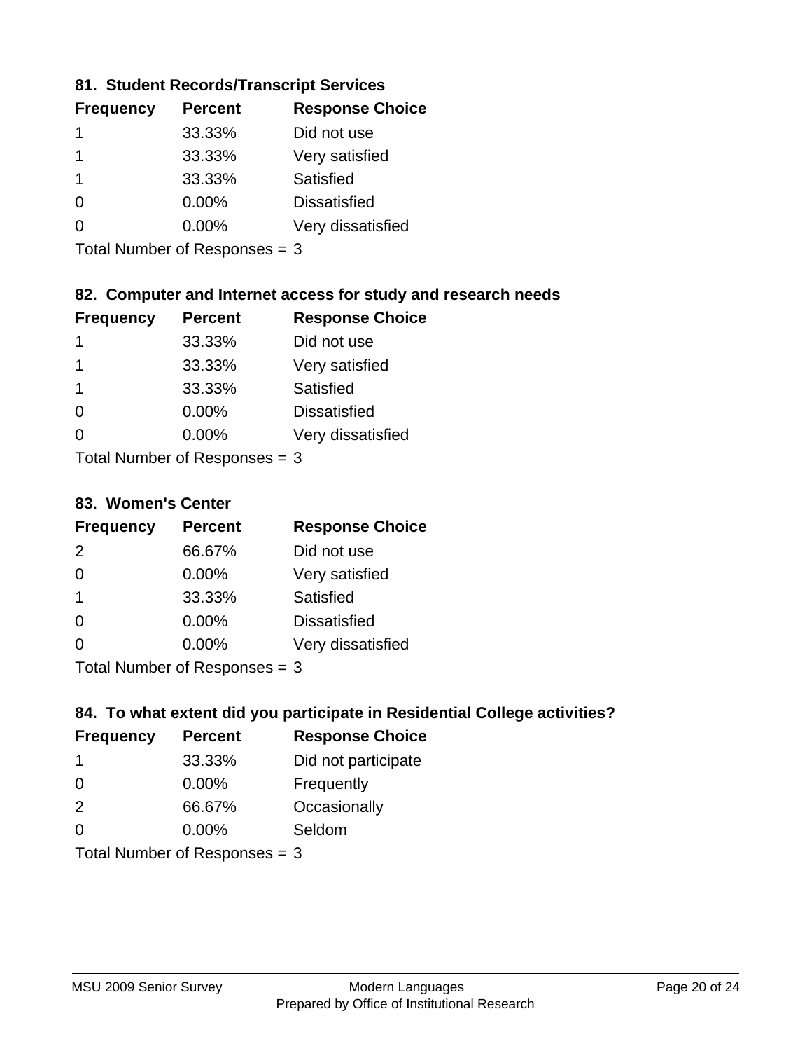### 81. Student Records/Transcript Services

| Frequency | Percent | Response Choice |
|---|---|---|
| 1 | 33.33% | Did not use |
| 1 | 33.33% | Very satisfied |
| 1 | 33.33% | Satisfied |
| 0 | 0.00% | Dissatisfied |
| 0 | 0.00% | Very dissatisfied |

Total Number of Responses = 3

### 82. Computer and Internet access for study and research needs

| Frequency | Percent | Response Choice |
|---|---|---|
| 1 | 33.33% | Did not use |
| 1 | 33.33% | Very satisfied |
| 1 | 33.33% | Satisfied |
| 0 | 0.00% | Dissatisfied |
| 0 | 0.00% | Very dissatisfied |

Total Number of Responses = 3

### 83. Women's Center

| Frequency | Percent | Response Choice |
|---|---|---|
| 2 | 66.67% | Did not use |
| 0 | 0.00% | Very satisfied |
| 1 | 33.33% | Satisfied |
| 0 | 0.00% | Dissatisfied |
| 0 | 0.00% | Very dissatisfied |

Total Number of Responses = 3

### 84. To what extent did you participate in Residential College activities?

| Frequency | Percent | Response Choice |
|---|---|---|
| 1 | 33.33% | Did not participate |
| 0 | 0.00% | Frequently |
| 2 | 66.67% | Occasionally |
| 0 | 0.00% | Seldom |

Total Number of Responses = 3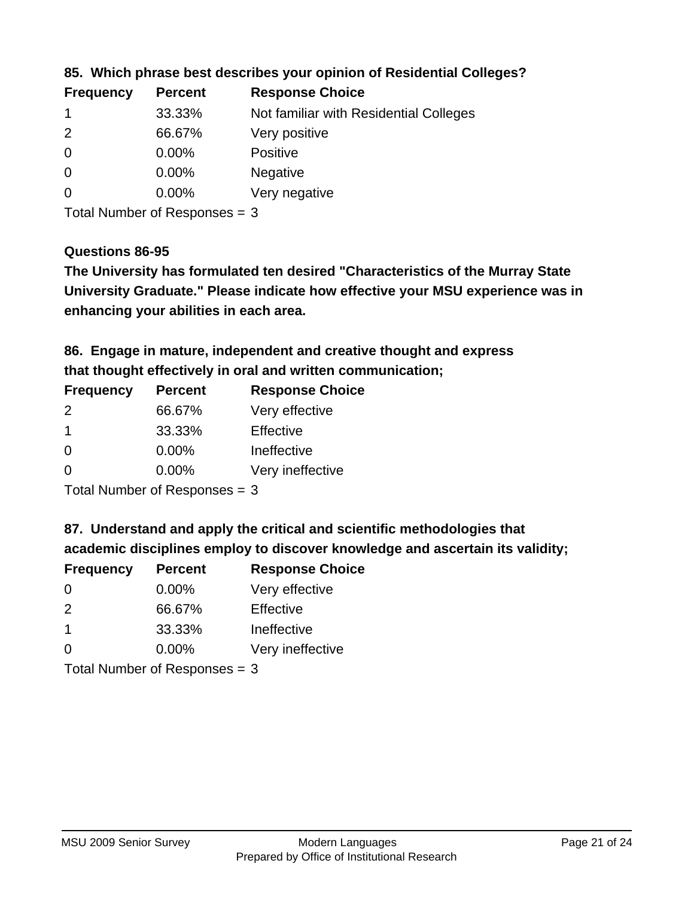### 85. Which phrase best describes your opinion of Residential Colleges?

| Frequency | Percent | Response Choice |
| --- | --- | --- |
| 1 | 33.33% | Not familiar with Residential Colleges |
| 2 | 66.67% | Very positive |
| 0 | 0.00% | Positive |
| 0 | 0.00% | Negative |
| 0 | 0.00% | Very negative |

Total Number of Responses = 3

### Questions 86-95

**The University has formulated ten desired "Characteristics of the Murray State University Graduate." Please indicate how effective your MSU experience was in enhancing your abilities in each area.**

### 86. Engage in mature, independent and creative thought and express that thought effectively in oral and written communication;

| Frequency | Percent | Response Choice |
| --- | --- | --- |
| 2 | 66.67% | Very effective |
| 1 | 33.33% | Effective |
| 0 | 0.00% | Ineffective |
| 0 | 0.00% | Very ineffective |

Total Number of Responses = 3

### 87. Understand and apply the critical and scientific methodologies that academic disciplines employ to discover knowledge and ascertain its validity;

| Frequency | Percent | Response Choice |
| --- | --- | --- |
| 0 | 0.00% | Very effective |
| 2 | 66.67% | Effective |
| 1 | 33.33% | Ineffective |
| 0 | 0.00% | Very ineffective |

Total Number of Responses = 3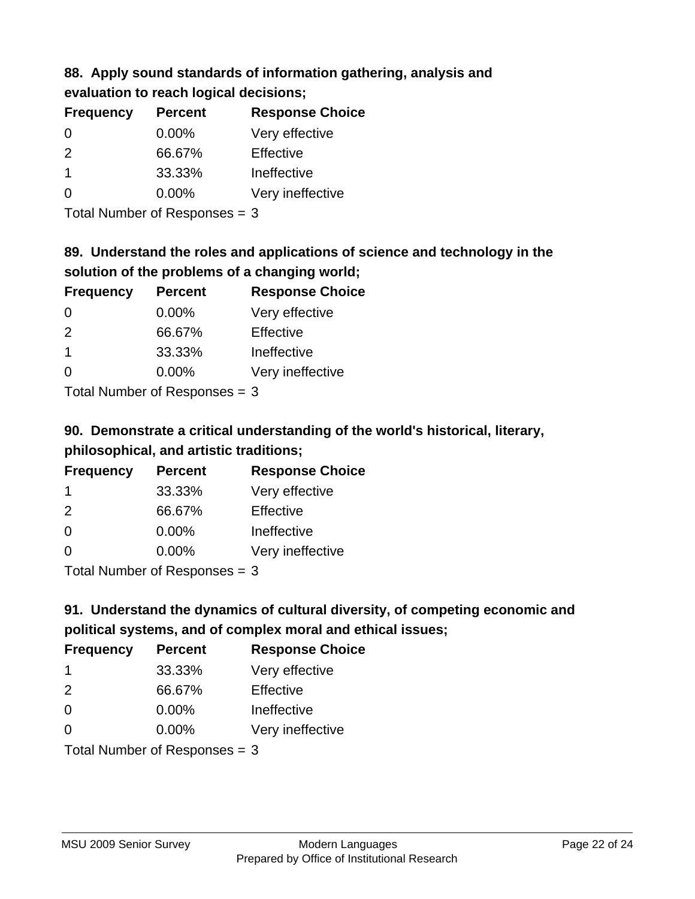### 88. Apply sound standards of information gathering, analysis and evaluation to reach logical decisions;

| Frequency | Percent | Response Choice |
|---|---|---|
| 0 | 0.00% | Very effective |
| 2 | 66.67% | Effective |
| 1 | 33.33% | Ineffective |
| 0 | 0.00% | Very ineffective |

Total Number of Responses = 3

### 89. Understand the roles and applications of science and technology in the solution of the problems of a changing world;

| Frequency | Percent | Response Choice |
|---|---|---|
| 0 | 0.00% | Very effective |
| 2 | 66.67% | Effective |
| 1 | 33.33% | Ineffective |
| 0 | 0.00% | Very ineffective |

Total Number of Responses = 3

### 90. Demonstrate a critical understanding of the world's historical, literary, philosophical, and artistic traditions;

| Frequency | Percent | Response Choice |
|---|---|---|
| 1 | 33.33% | Very effective |
| 2 | 66.67% | Effective |
| 0 | 0.00% | Ineffective |
| 0 | 0.00% | Very ineffective |

Total Number of Responses = 3

### 91. Understand the dynamics of cultural diversity, of competing economic and political systems, and of complex moral and ethical issues;

| Frequency | Percent | Response Choice |
|---|---|---|
| 1 | 33.33% | Very effective |
| 2 | 66.67% | Effective |
| 0 | 0.00% | Ineffective |
| 0 | 0.00% | Very ineffective |

Total Number of Responses = 3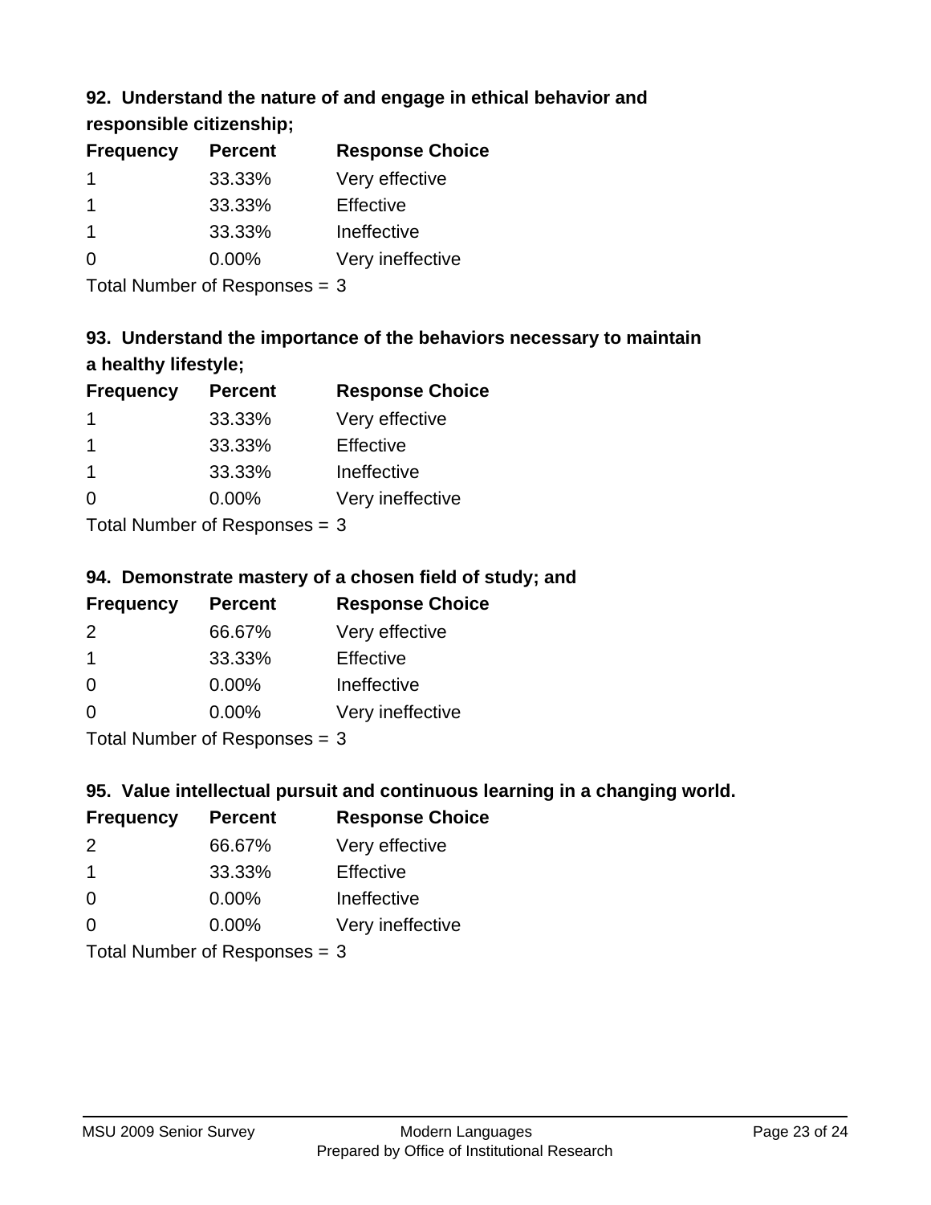### 92. Understand the nature of and engage in ethical behavior and responsible citizenship;

| Frequency | Percent | Response Choice |
|---|---|---|
| 1 | 33.33% | Very effective |
| 1 | 33.33% | Effective |
| 1 | 33.33% | Ineffective |
| 0 | 0.00% | Very ineffective |

Total Number of Responses = 3

### 93. Understand the importance of the behaviors necessary to maintain a healthy lifestyle;

| Frequency | Percent | Response Choice |
|---|---|---|
| 1 | 33.33% | Very effective |
| 1 | 33.33% | Effective |
| 1 | 33.33% | Ineffective |
| 0 | 0.00% | Very ineffective |

Total Number of Responses = 3

### 94. Demonstrate mastery of a chosen field of study; and

| Frequency | Percent | Response Choice |
|---|---|---|
| 2 | 66.67% | Very effective |
| 1 | 33.33% | Effective |
| 0 | 0.00% | Ineffective |
| 0 | 0.00% | Very ineffective |

Total Number of Responses = 3

### 95. Value intellectual pursuit and continuous learning in a changing world.

| Frequency | Percent | Response Choice |
|---|---|---|
| 2 | 66.67% | Very effective |
| 1 | 33.33% | Effective |
| 0 | 0.00% | Ineffective |
| 0 | 0.00% | Very ineffective |

Total Number of Responses = 3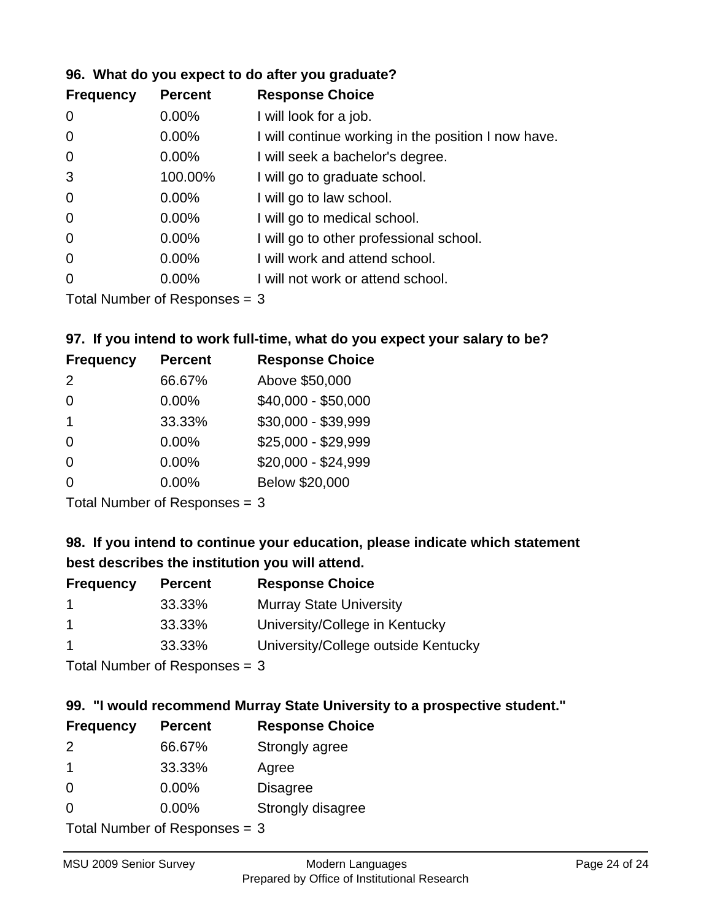### 96. What do you expect to do after you graduate?

| Frequency | Percent | Response Choice |
| --- | --- | --- |
| 0 | 0.00% | I will look for a job. |
| 0 | 0.00% | I will continue working in the position I now have. |
| 0 | 0.00% | I will seek a bachelor's degree. |
| 3 | 100.00% | I will go to graduate school. |
| 0 | 0.00% | I will go to law school. |
| 0 | 0.00% | I will go to medical school. |
| 0 | 0.00% | I will go to other professional school. |
| 0 | 0.00% | I will work and attend school. |
| 0 | 0.00% | I will not work or attend school. |

Total Number of Responses = 3

### 97. If you intend to work full-time, what do you expect your salary to be?

| Frequency | Percent | Response Choice |
| --- | --- | --- |
| 2 | 66.67% | Above $50,000 |
| 0 | 0.00% | $40,000 - $50,000 |
| 1 | 33.33% | $30,000 - $39,999 |
| 0 | 0.00% | $25,000 - $29,999 |
| 0 | 0.00% | $20,000 - $24,999 |
| 0 | 0.00% | Below $20,000 |

Total Number of Responses = 3

### 98. If you intend to continue your education, please indicate which statement best describes the institution you will attend.

| Frequency | Percent | Response Choice |
| --- | --- | --- |
| 1 | 33.33% | Murray State University |
| 1 | 33.33% | University/College in Kentucky |
| 1 | 33.33% | University/College outside Kentucky |

Total Number of Responses = 3

### 99. "I would recommend Murray State University to a prospective student."

| Frequency | Percent | Response Choice |
| --- | --- | --- |
| 2 | 66.67% | Strongly agree |
| 1 | 33.33% | Agree |
| 0 | 0.00% | Disagree |
| 0 | 0.00% | Strongly disagree |

Total Number of Responses = 3